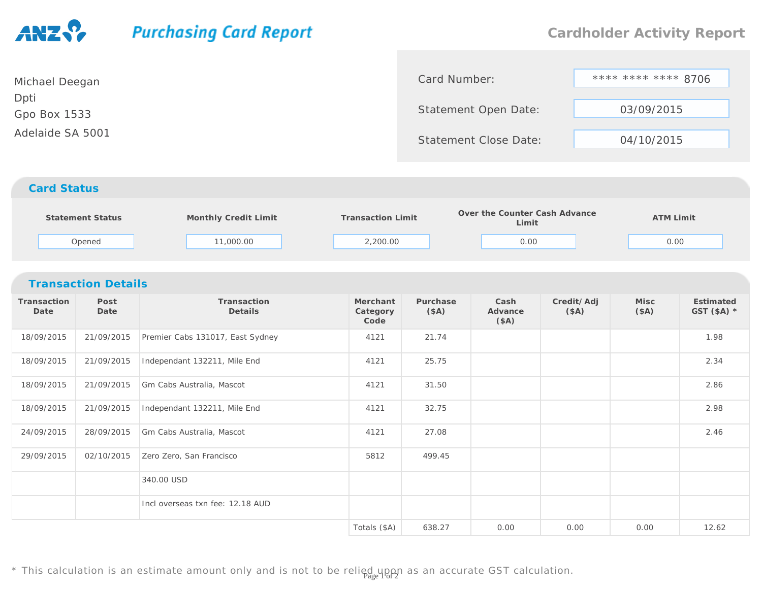ANZ **Purchasing Card Report**

## Cardholder Activity Report

Michael Deegan
Dpti
Gpo Box 1533
Adelaide SA 5001

| | |
|---|---|
| Card Number: | **** **** **** 8706 |
| Statement Open Date: | 03/09/2015 |
| Statement Close Date: | 04/10/2015 |

## Card Status

| Statement Status | Monthly Credit Limit | Transaction Limit | Over the Counter Cash Advance Limit | ATM Limit |
|---|---|---|---|---|
| Opened | 11,000.00 | 2,200.00 | 0.00 | 0.00 |

## Transaction Details

| Transaction Date | Post Date | Transaction Details | Merchant Category Code | Purchase ($A) | Cash Advance ($A) | Credit/ Adj ($A) | Misc ($A) | Estimated GST ($A) * |
|---|---|---|---|---|---|---|---|---|
| 18/09/2015 | 21/09/2015 | Premier Cabs 131017, East Sydney | 4121 | 21.74 | | | | 1.98 |
| 18/09/2015 | 21/09/2015 | Independant 132211, Mile End | 4121 | 25.75 | | | | 2.34 |
| 18/09/2015 | 21/09/2015 | Gm Cabs Australia, Mascot | 4121 | 31.50 | | | | 2.86 |
| 18/09/2015 | 21/09/2015 | Independant 132211, Mile End | 4121 | 32.75 | | | | 2.98 |
| 24/09/2015 | 28/09/2015 | Gm Cabs Australia, Mascot | 4121 | 27.08 | | | | 2.46 |
| 29/09/2015 | 02/10/2015 | Zero Zero, San Francisco | 5812 | 499.45 | | | | |
| | | 340.00 USD | | | | | | |
| | | Incl overseas txn fee: 12.18 AUD | | | | | | |
| | | | Totals ($A) | 638.27 | 0.00 | 0.00 | 0.00 | 12.62 |

* This calculation is an estimate amount only and is not to be relied upon as an accurate GST calculation.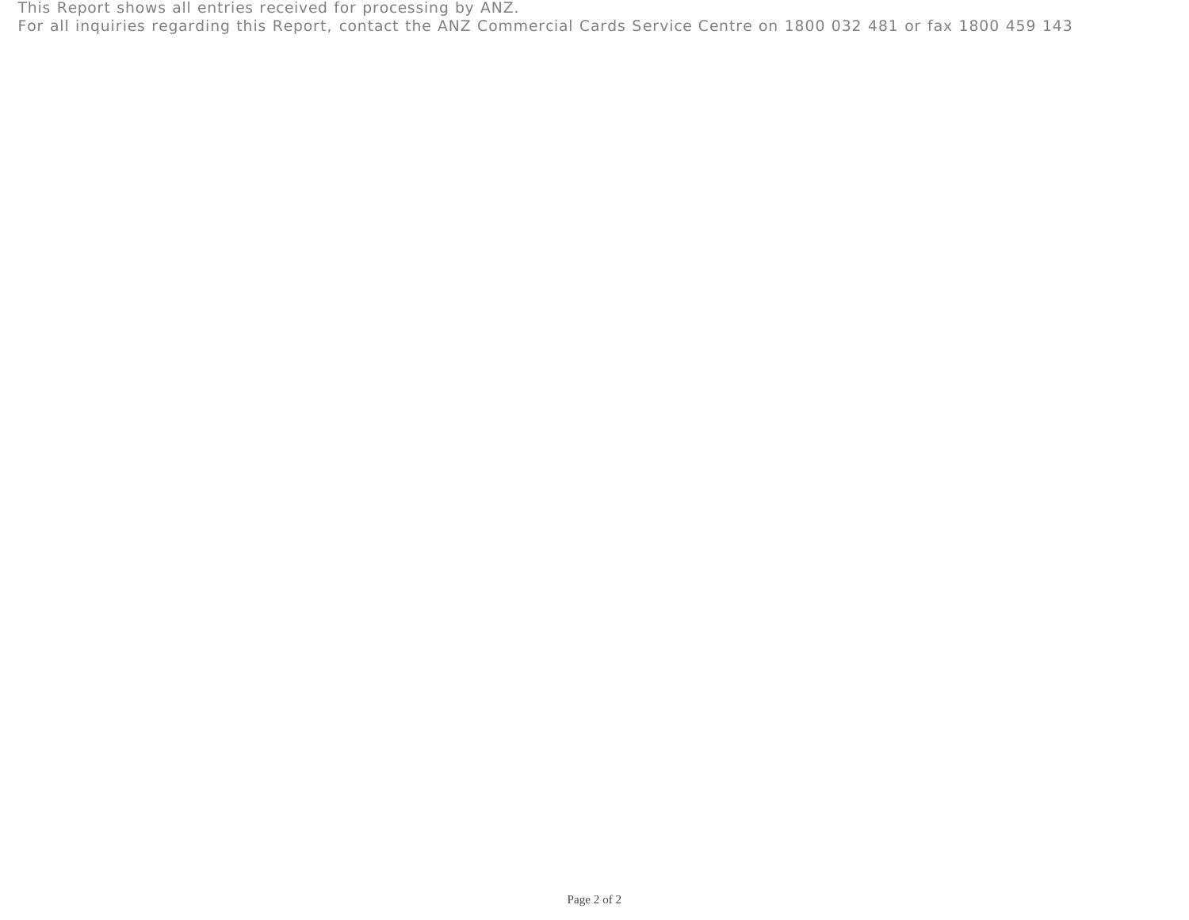This Report shows all entries received for processing by ANZ.

For all inquiries regarding this Report, contact the ANZ Commercial Cards Service Centre on 1800 032 481 or fax 1800 459 143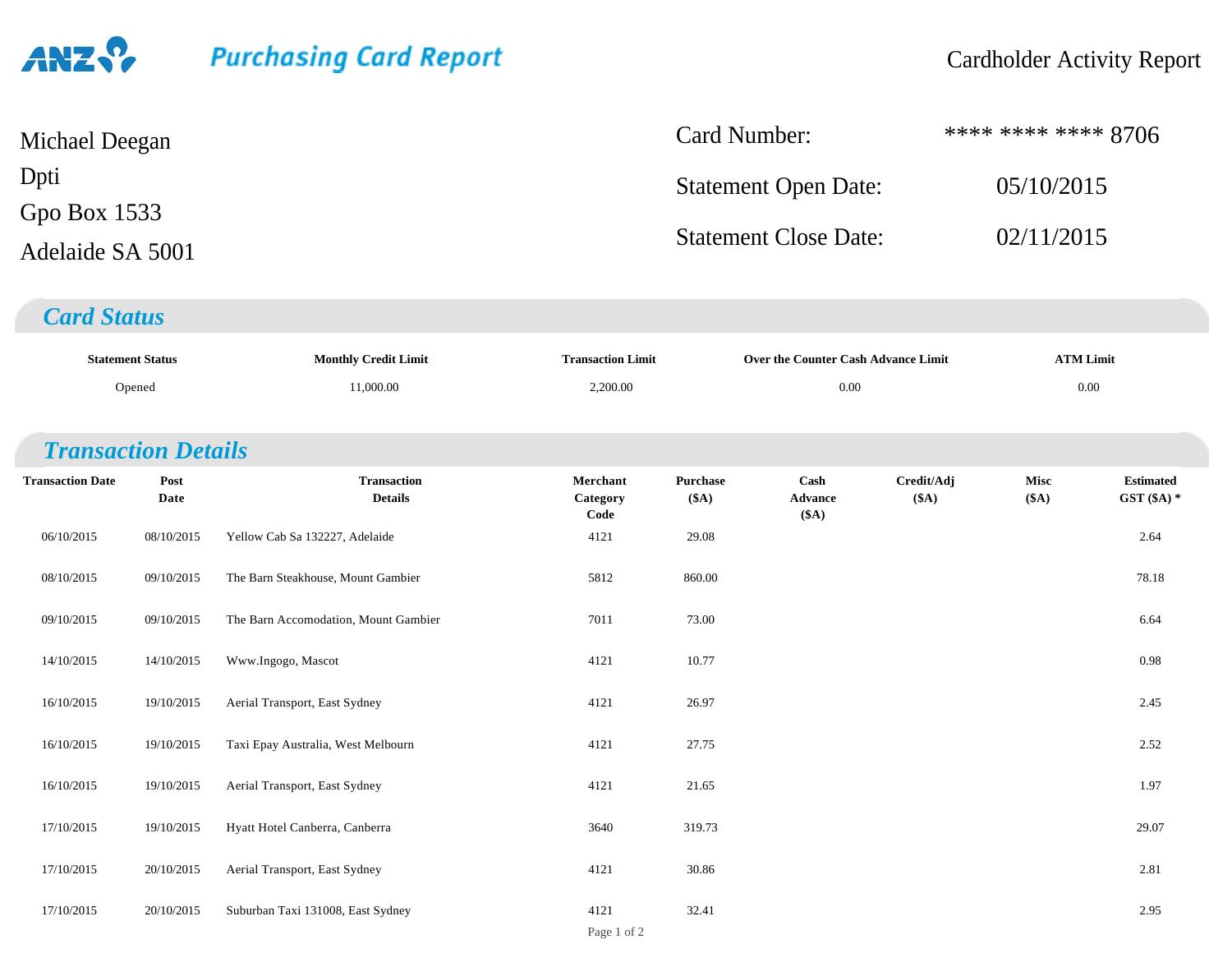**ANZ** *Purchasing Card Report*

Cardholder Activity Report

Michael Deegan
Dpti
Gpo Box 1533
Adelaide SA 5001

| | |
|---|---|
| Card Number: | **** **** **** 8706 |
| Statement Open Date: | 05/10/2015 |
| Statement Close Date: | 02/11/2015 |

## Card Status

| Statement Status | Monthly Credit Limit | Transaction Limit | Over the Counter Cash Advance Limit | ATM Limit |
|---|---|---|---|---|
| Opened | 11,000.00 | 2,200.00 | 0.00 | 0.00 |

## Transaction Details

| Transaction Date | Post Date | Transaction Details | Merchant Category Code | Purchase ($A) | Cash Advance ($A) | Credit/Adj ($A) | Misc ($A) | Estimated GST ($A) * |
|---|---|---|---|---|---|---|---|---|
| 06/10/2015 | 08/10/2015 | Yellow Cab Sa 132227, Adelaide | 4121 | 29.08 | | | | 2.64 |
| 08/10/2015 | 09/10/2015 | The Barn Steakhouse, Mount Gambier | 5812 | 860.00 | | | | 78.18 |
| 09/10/2015 | 09/10/2015 | The Barn Accomodation, Mount Gambier | 7011 | 73.00 | | | | 6.64 |
| 14/10/2015 | 14/10/2015 | Www.Ingogo, Mascot | 4121 | 10.77 | | | | 0.98 |
| 16/10/2015 | 19/10/2015 | Aerial Transport, East Sydney | 4121 | 26.97 | | | | 2.45 |
| 16/10/2015 | 19/10/2015 | Taxi Epay Australia, West Melbourn | 4121 | 27.75 | | | | 2.52 |
| 16/10/2015 | 19/10/2015 | Aerial Transport, East Sydney | 4121 | 21.65 | | | | 1.97 |
| 17/10/2015 | 19/10/2015 | Hyatt Hotel Canberra, Canberra | 3640 | 319.73 | | | | 29.07 |
| 17/10/2015 | 20/10/2015 | Aerial Transport, East Sydney | 4121 | 30.86 | | | | 2.81 |
| 17/10/2015 | 20/10/2015 | Suburban Taxi 131008, East Sydney | 4121 | 32.41 | | | | 2.95 |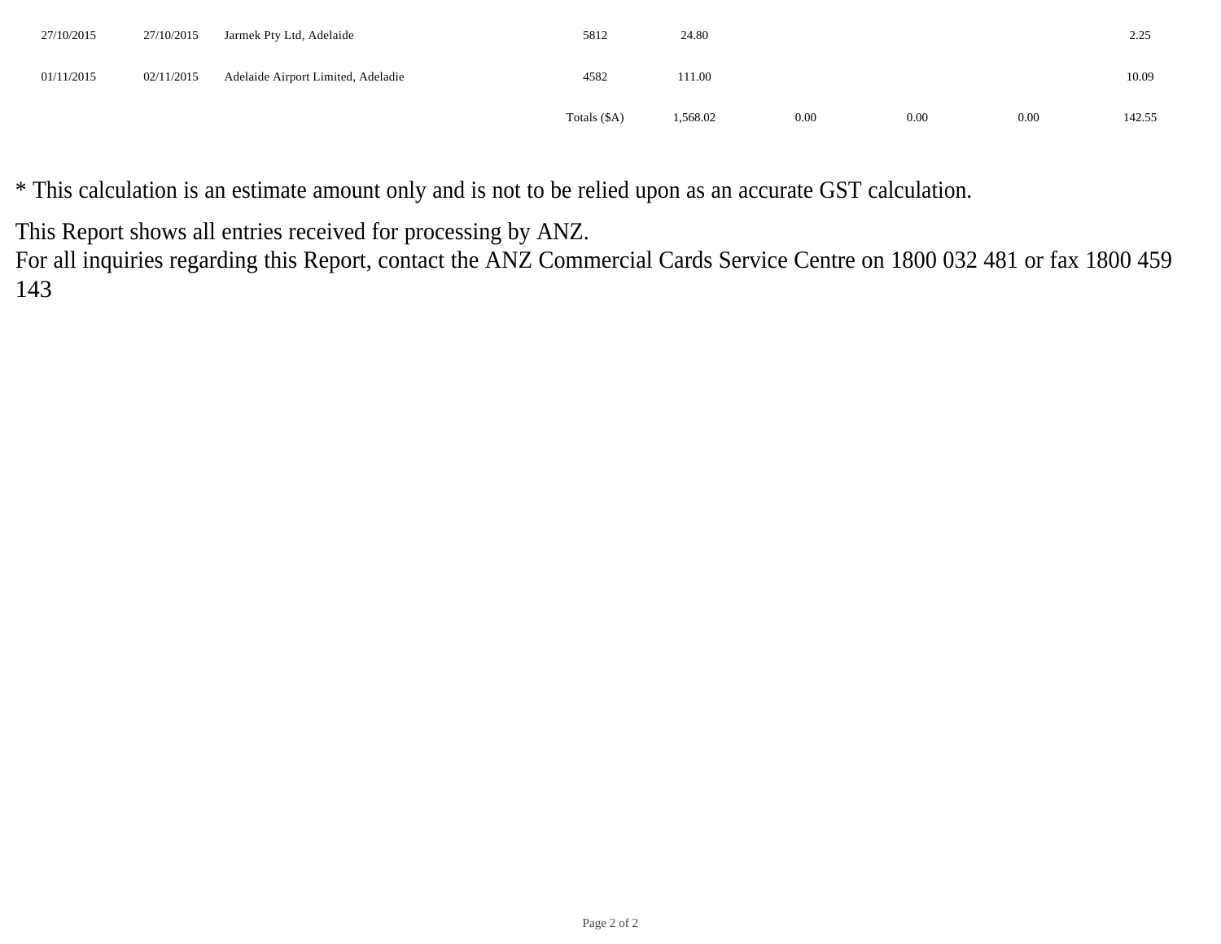| | | | | | | | | |
|---|---|---|---|---|---|---|---|---|
| 27/10/2015 | 27/10/2015 | Jarmek Pty Ltd, Adelaide | 5812 | 24.80 | | | | 2.25 |
| 01/11/2015 | 02/11/2015 | Adelaide Airport Limited, Adeladie | 4582 | 111.00 | | | | 10.09 |
| | | | Totals ($A) | 1,568.02 | 0.00 | 0.00 | 0.00 | 142.55 |

* This calculation is an estimate amount only and is not to be relied upon as an accurate GST calculation.

This Report shows all entries received for processing by ANZ.
For all inquiries regarding this Report, contact the ANZ Commercial Cards Service Centre on 1800 032 481 or fax 1800 459 143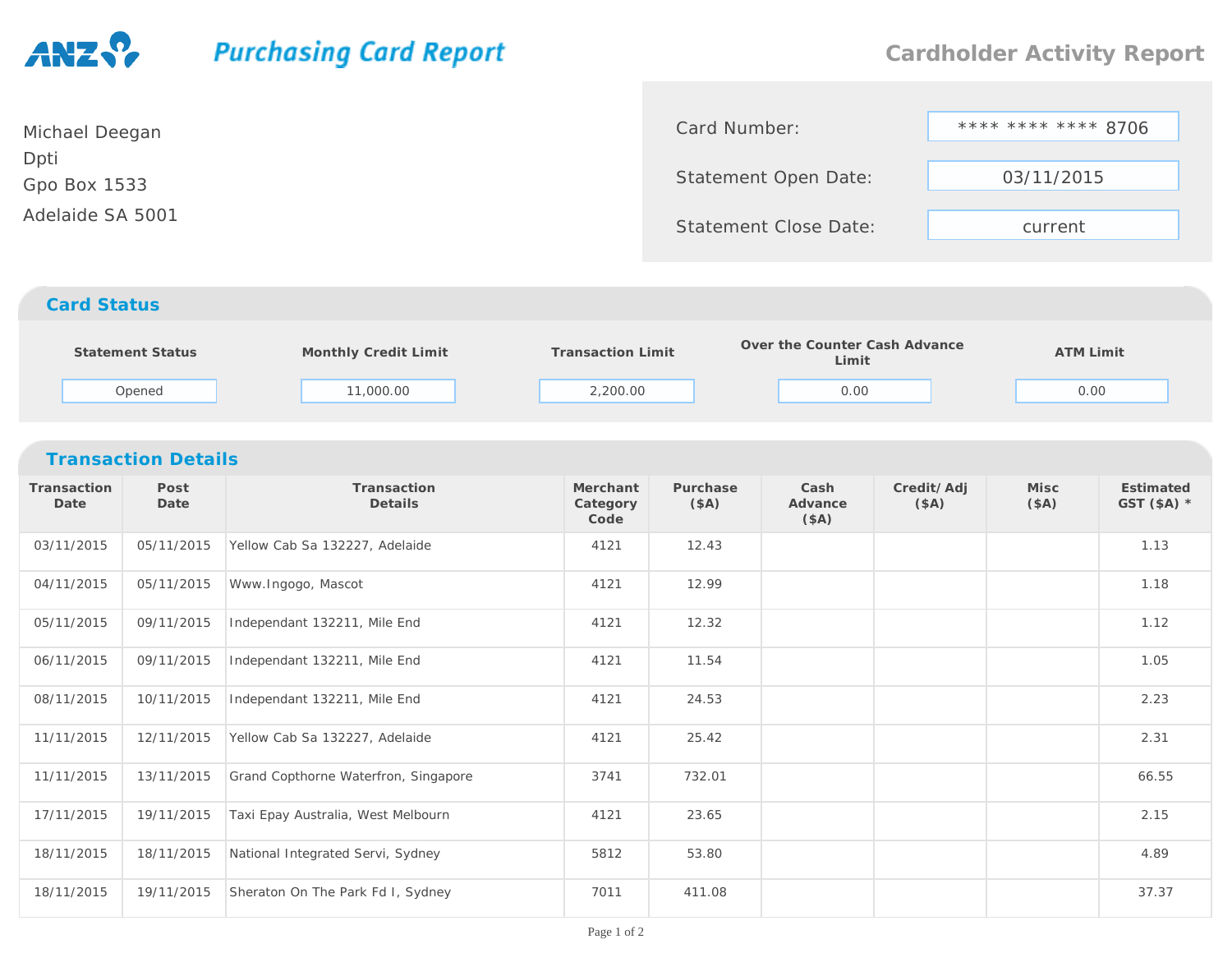# Purchasing Card Report

## Cardholder Activity Report

Michael Deegan
Dpti
Gpo Box 1533
Adelaide SA 5001

| | |
|---|---|
| Card Number: | **** **** **** 8706 |
| Statement Open Date: | 03/11/2015 |
| Statement Close Date: | current |

## Card Status

| Statement Status | Monthly Credit Limit | Transaction Limit | Over the Counter Cash Advance Limit | ATM Limit |
|---|---|---|---|---|
| Opened | 11,000.00 | 2,200.00 | 0.00 | 0.00 |

## Transaction Details

| Transaction Date | Post Date | Transaction Details | Merchant Category Code | Purchase ($A) | Cash Advance ($A) | Credit/ Adj ($A) | Misc ($A) | Estimated GST ($A) * |
|---|---|---|---|---|---|---|---|---|
| 03/11/2015 | 05/11/2015 | Yellow Cab Sa 132227, Adelaide | 4121 | 12.43 | | | | 1.13 |
| 04/11/2015 | 05/11/2015 | Www.Ingogo, Mascot | 4121 | 12.99 | | | | 1.18 |
| 05/11/2015 | 09/11/2015 | Independant 132211, Mile End | 4121 | 12.32 | | | | 1.12 |
| 06/11/2015 | 09/11/2015 | Independant 132211, Mile End | 4121 | 11.54 | | | | 1.05 |
| 08/11/2015 | 10/11/2015 | Independant 132211, Mile End | 4121 | 24.53 | | | | 2.23 |
| 11/11/2015 | 12/11/2015 | Yellow Cab Sa 132227, Adelaide | 4121 | 25.42 | | | | 2.31 |
| 11/11/2015 | 13/11/2015 | Grand Copthorne Waterfron, Singapore | 3741 | 732.01 | | | | 66.55 |
| 17/11/2015 | 19/11/2015 | Taxi Epay Australia, West Melbourn | 4121 | 23.65 | | | | 2.15 |
| 18/11/2015 | 18/11/2015 | National Integrated Servi, Sydney | 5812 | 53.80 | | | | 4.89 |
| 18/11/2015 | 19/11/2015 | Sheraton On The Park Fd I, Sydney | 7011 | 411.08 | | | | 37.37 |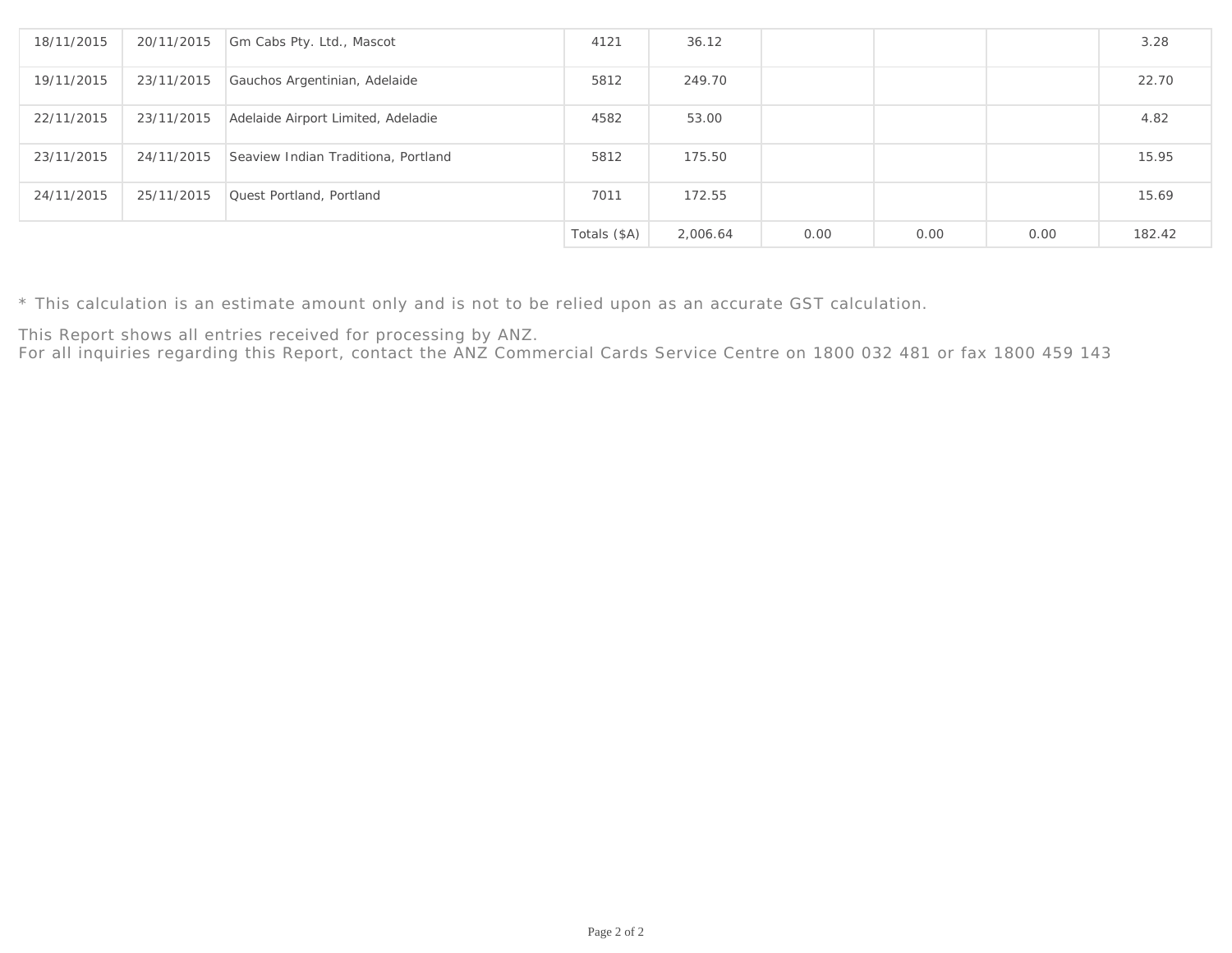| | | | | | | | | |
|---|---|---|---|---|---|---|---|---|
| 18/11/2015 | 20/11/2015 | Gm Cabs Pty. Ltd., Mascot | 4121 | 36.12 | | | | 3.28 |
| 19/11/2015 | 23/11/2015 | Gauchos Argentinian, Adelaide | 5812 | 249.70 | | | | 22.70 |
| 22/11/2015 | 23/11/2015 | Adelaide Airport Limited, Adeladie | 4582 | 53.00 | | | | 4.82 |
| 23/11/2015 | 24/11/2015 | Seaview Indian Traditiona, Portland | 5812 | 175.50 | | | | 15.95 |
| 24/11/2015 | 25/11/2015 | Quest Portland, Portland | 7011 | 172.55 | | | | 15.69 |
| | | | Totals ($A) | 2,006.64 | 0.00 | 0.00 | 0.00 | 182.42 |

* This calculation is an estimate amount only and is not to be relied upon as an accurate GST calculation.

This Report shows all entries received for processing by ANZ.
For all inquiries regarding this Report, contact the ANZ Commercial Cards Service Centre on 1800 032 481 or fax 1800 459 143